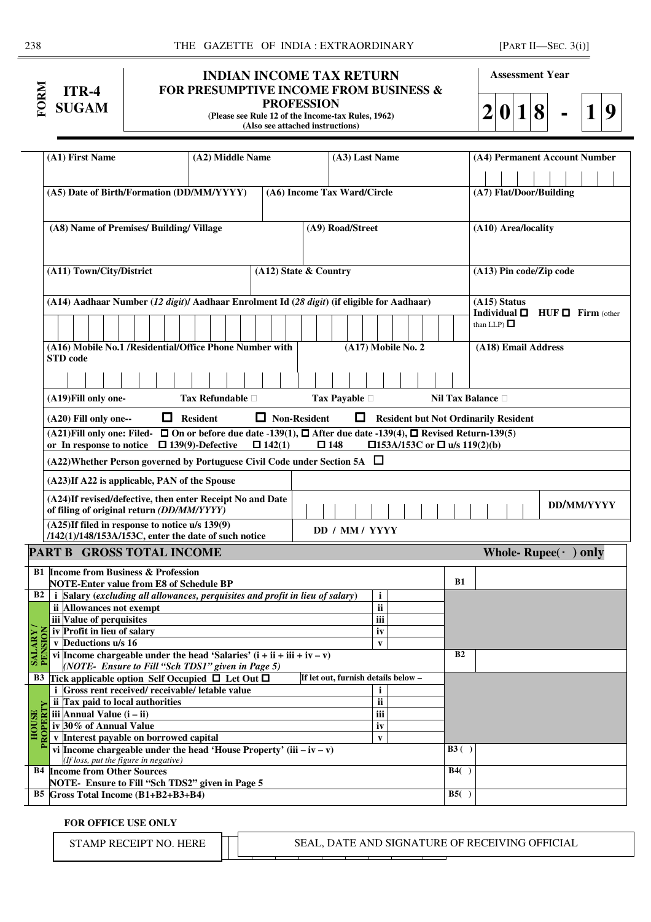| FORM ITR-4 SUGAM | INDIAN INCOME TAX RETURN FOR PRESUMPTIVE INCOME FROM BUSINESS & PROFESSION (Please see Rule 12 of the Income-tax Rules, 1962) (Also see attached instructions) | Assessment Year 2018 - 19 |
|---|---|---|

| | | | |
|---|---|---|---|
| **(A1) First Name** | **(A2) Middle Name** | **(A3) Last Name** | **(A4) Permanent Account Number** |
| **(A5) Date of Birth/Formation (DD/MM/YYYY)** | **(A6) Income Tax Ward/Circle** | | **(A7) Flat/Door/Building** |
| **(A8) Name of Premises/ Building/ Village** | | **(A9) Road/Street** | **(A10) Area/locality** |
| **(A11) Town/City/District** | **(A12) State & Country** | | **(A13) Pin code/Zip code** |
| **(A14) Aadhaar Number (*12 digit*)/ Aadhaar Enrolment Id (*28 digit*) (if eligible for Aadhaar)** | | | **(A15) Status** Individual ☐ HUF ☐ Firm (other than LLP) ☐ |
| **(A16) Mobile No.1 /Residential/Office Phone Number with STD code** | | **(A17) Mobile No. 2** | **(A18) Email Address** |

**(A19)Fill only one-** Tax Refundable ☐ Tax Payable ☐ Nil Tax Balance ☐

**(A20) Fill only one--** ☐ Resident ☐ Non-Resident ☐ Resident but Not Ordinarily Resident

**(A21)Fill only one: Filed-** ☐ On or before due date -139(1), ☐ After due date -139(4), ☐ Revised Return-139(5) or In response to notice ☐ 139(9)-Defective ☐ 142(1) ☐ 148 ☐153A/153C or ☐ u/s 119(2)(b)

**(A22)Whether Person governed by Portuguese Civil Code under Section 5A** ☐

| | |
|---|---|
| **(A23)If A22 is applicable, PAN of the Spouse** | |
| **(A24)If revised/defective, then enter Receipt No and Date of filing of original return *(DD/MM/YYYY)*** | DD/MM/YYYY |
| **(A25)If filed in response to notice u/s 139(9) /142(1)/148/153A/153C, enter the date of such notice** | DD / MM / YYYY |

## PART B GROSS TOTAL INCOME Whole- Rupee(₹) only

| | | | | | |
|---|---|---|---|---|---|
| **B1** | **Income from Business & Profession** **NOTE-Enter value from E8 of Schedule BP** | | | **B1** | |
| **B2 SALARY / PENSION** | **i** Salary (*excluding all allowances, perquisites and profit in lieu of salary*) | **i** | | | |
| | **ii** Allowances not exempt | **ii** | | | |
| | **iii** Value of perquisites | **iii** | | | |
| | **iv** Profit in lieu of salary | **iv** | | | |
| | **v** Deductions u/s 16 | **v** | | | |
| | **vi** Income chargeable under the head 'Salaries' (i + ii + iii + iv – v) *(NOTE- Ensure to Fill "Sch TDS1" given in Page 5)* | | | **B2** | |
| **B3 HOUSE PROPERTY** | Tick applicable option Self Occupied ☐ Let Out ☐ | If let out, furnish details below – | | | |
| | **i** Gross rent received/ receivable/ letable value | **i** | | | |
| | **ii** Tax paid to local authorities | **ii** | | | |
| | **iii** Annual Value (i – ii) | **iii** | | | |
| | **iv** 30% of Annual Value | **iv** | | | |
| | **v** Interest payable on borrowed capital | **v** | | | |
| | **vi** Income chargeable under the head 'House Property' (iii – iv – v) *(If loss, put the figure in negative)* | | | **B3 ( )** | |
| **B4** | **Income from Other Sources** **NOTE- Ensure to Fill "Sch TDS2" given in Page 5** | | | **B4( )** | |
| **B5** | **Gross Total Income (B1+B2+B3+B4)** | | | **B5( )** | |

**FOR OFFICE USE ONLY**

| STAMP RECEIPT NO. HERE | SEAL, DATE AND SIGNATURE OF RECEIVING OFFICIAL |
|---|---|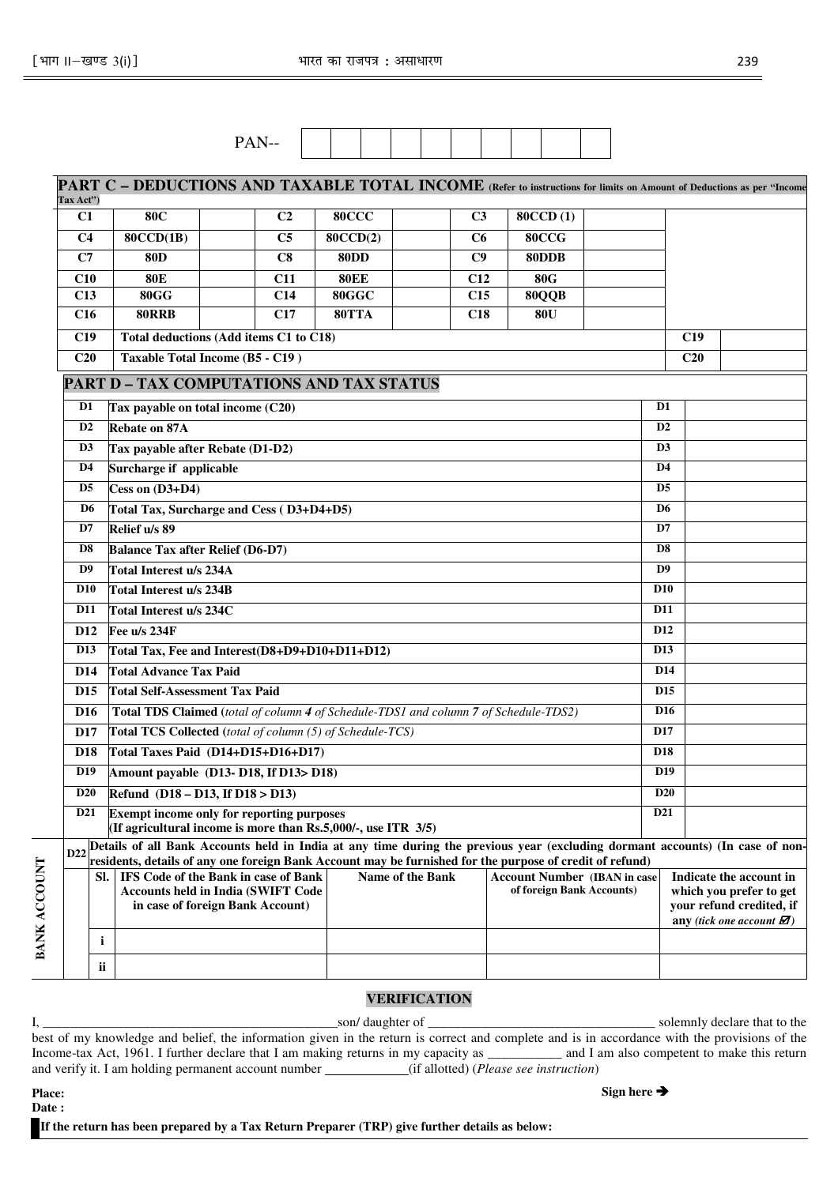PAN-- | | | | | | | | | | |

## PART C – DEDUCTIONS AND TAXABLE TOTAL INCOME (Refer to instructions for limits on Amount of Deductions as per "Income Tax Act")

| | | | | | | | | | | |
|---|---|---|---|---|---|---|---|---|---|---|
| C1 | 80C | | C2 | 80CCC | | C3 | 80CCD (1) | | | |
| C4 | 80CCD(1B) | | C5 | 80CCD(2) | | C6 | 80CCG | | | |
| C7 | 80D | | C8 | 80DD | | C9 | 80DDB | | | |
| C10 | 80E | | C11 | 80EE | | C12 | 80G | | | |
| C13 | 80GG | | C14 | 80GGC | | C15 | 80QQB | | | |
| C16 | 80RRB | | C17 | 80TTA | | C18 | 80U | | | |
| C19 | Total deductions (Add items C1 to C18) | | | | | | | | C19 | |
| C20 | Taxable Total Income (B5 - C19 ) | | | | | | | | C20 | |

## PART D – TAX COMPUTATIONS AND TAX STATUS

| | | | |
|---|---|---|---|
| D1 | Tax payable on total income (C20) | D1 | |
| D2 | Rebate on 87A | D2 | |
| D3 | Tax payable after Rebate (D1-D2) | D3 | |
| D4 | Surcharge if applicable | D4 | |
| D5 | Cess on (D3+D4) | D5 | |
| D6 | Total Tax, Surcharge and Cess ( D3+D4+D5) | D6 | |
| D7 | Relief u/s 89 | D7 | |
| D8 | Balance Tax after Relief (D6-D7) | D8 | |
| D9 | Total Interest u/s 234A | D9 | |
| D10 | Total Interest u/s 234B | D10 | |
| D11 | Total Interest u/s 234C | D11 | |
| D12 | Fee u/s 234F | D12 | |
| D13 | Total Tax, Fee and Interest(D8+D9+D10+D11+D12) | D13 | |
| D14 | Total Advance Tax Paid | D14 | |
| D15 | Total Self-Assessment Tax Paid | D15 | |
| D16 | Total TDS Claimed (*total of column 4 of Schedule-TDS1 and column 7 of Schedule-TDS2*) | D16 | |
| D17 | Total TCS Collected (*total of column (5) of Schedule-TCS*) | D17 | |
| D18 | Total Taxes Paid (D14+D15+D16+D17) | D18 | |
| D19 | Amount payable (D13- D18, If D13> D18) | D19 | |
| D20 | Refund (D18 – D13, If D18 > D13) | D20 | |
| D21 | Exempt income only for reporting purposes (If agricultural income is more than Rs.5,000/-, use ITR 3/5) | D21 | |

**BANK ACCOUNT**

**D22** Details of all Bank Accounts held in India at any time during the previous year (excluding dormant accounts) (In case of non-residents, details of any one foreign Bank Account may be furnished for the purpose of credit of refund)

| Sl. | IFS Code of the Bank in case of Bank Accounts held in India (SWIFT Code in case of foreign Bank Account) | Name of the Bank | Account Number (IBAN in case of foreign Bank Accounts) | Indicate the account in which you prefer to get your refund credited, if any (*tick one account* ☑) |
|---|---|---|---|---|
| i | | | | |
| ii | | | | |

### VERIFICATION

I, \_\_\_\_\_\_\_\_\_\_\_\_\_\_\_\_\_\_\_\_\_\_\_\_\_\_\_\_\_\_\_\_\_\_\_\_\_\_\_\_\_\_\_\_son/ daughter of \_\_\_\_\_\_\_\_\_\_\_\_\_\_\_\_\_\_\_\_\_\_\_\_\_\_\_\_\_\_\_\_\_\_\_ solemnly declare that to the best of my knowledge and belief, the information given in the return is correct and complete and is in accordance with the provisions of the Income-tax Act, 1961. I further declare that I am making returns in my capacity as \_\_\_\_\_\_\_\_\_\_\_ and I am also competent to make this return and verify it. I am holding permanent account number \_\_\_\_\_\_\_\_\_\_\_\_\_(if allotted) (*Please see instruction*)

**Place:**

**Date :**

**Sign here ➔**

**If the return has been prepared by a Tax Return Preparer (TRP) give further details as below:**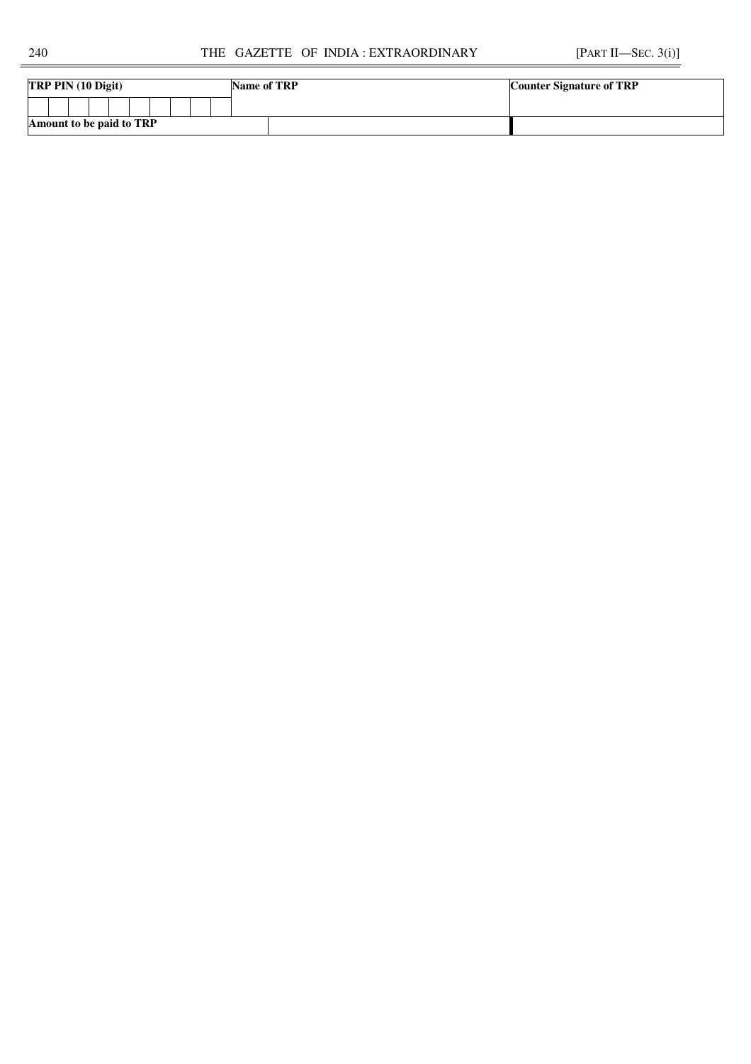| TRP PIN (10 Digit) | | | | | | | | | | Name of TRP | | Counter Signature of TRP |
|---|---|---|---|---|---|---|---|---|---|---|---|---|
| | | | | | | | | | | | | |
| Amount to be paid to TRP | | | | | | | | | | | | |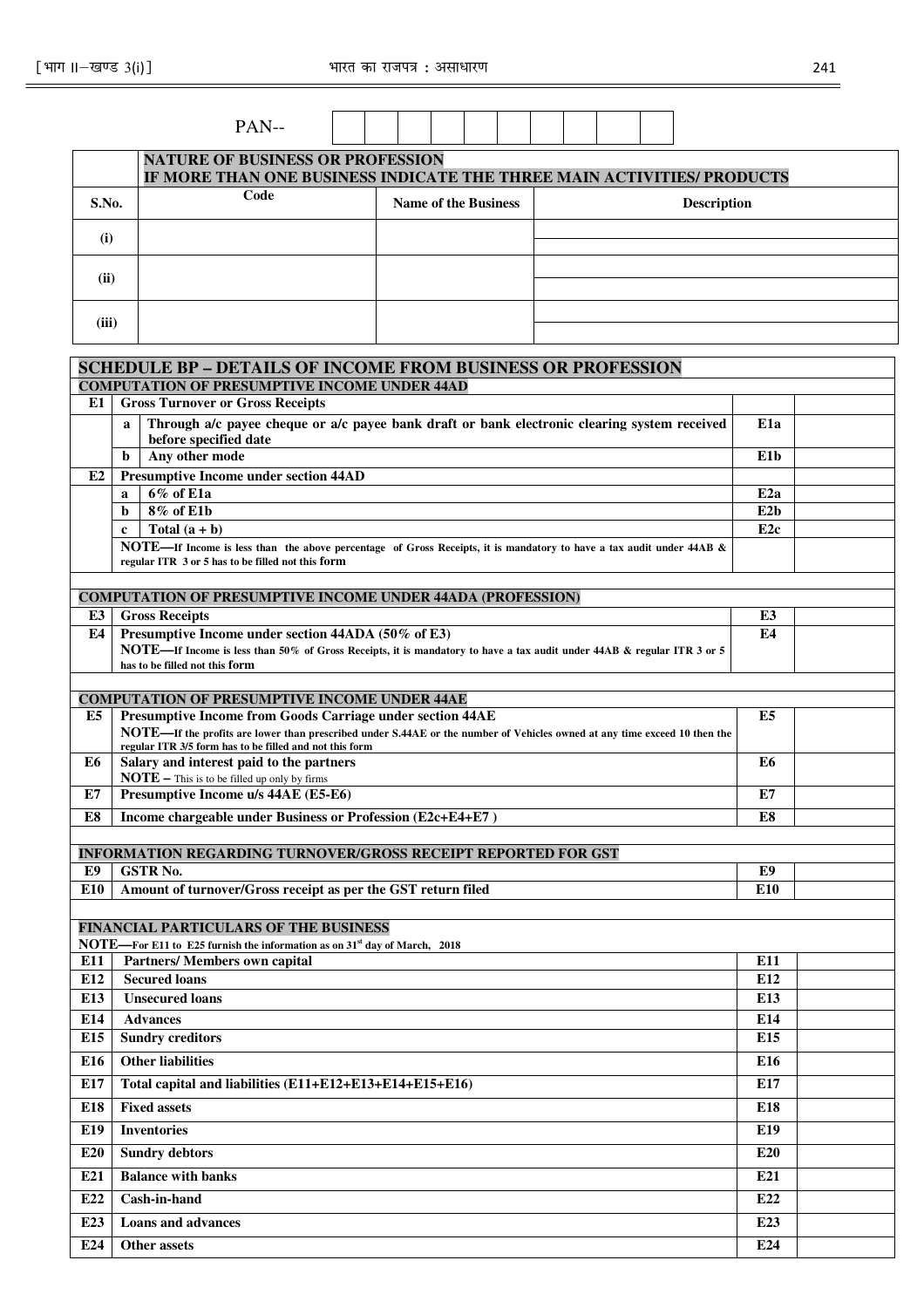PAN--

| | | | | | | | | | |
|---|---|---|---|---|---|---|---|---|---|
| | | | | | | | | | |

| | **NATURE OF BUSINESS OR PROFESSION**<br>**IF MORE THAN ONE BUSINESS INDICATE THE THREE MAIN ACTIVITIES/ PRODUCTS** | | |
|---|---|---|---|
| **S.No.** | **Code** | **Name of the Business** | **Description** |
| **(i)** | | | |
| **(ii)** | | | |
| **(iii)** | | | |

## SCHEDULE BP – DETAILS OF INCOME FROM BUSINESS OR PROFESSION

| | | | | |
|---|---|---|---|---|
| **COMPUTATION OF PRESUMPTIVE INCOME UNDER 44AD** | | | | |
| **E1** | **Gross Turnover or Gross Receipts** | | | |
| | **a** | **Through a/c payee cheque or a/c payee bank draft or bank electronic clearing system received before specified date** | **E1a** | |
| | **b** | **Any other mode** | **E1b** | |
| **E2** | **Presumptive Income under section 44AD** | | | |
| | **a** | **6% of E1a** | **E2a** | |
| | **b** | **8% of E1b** | **E2b** | |
| | **c** | **Total (a + b)** | **E2c** | |
| | **NOTE—If Income is less than the above percentage of Gross Receipts, it is mandatory to have a tax audit under 44AB & regular ITR 3 or 5 has to be filled not this form** | | | |
| **COMPUTATION OF PRESUMPTIVE INCOME UNDER 44ADA (PROFESSION)** | | | | |
| **E3** | **Gross Receipts** | | **E3** | |
| **E4** | **Presumptive Income under section 44ADA (50% of E3)**<br>**NOTE—If Income is less than 50% of Gross Receipts, it is mandatory to have a tax audit under 44AB & regular ITR 3 or 5 has to be filled not this form** | | **E4** | |
| **COMPUTATION OF PRESUMPTIVE INCOME UNDER 44AE** | | | | |
| **E5** | **Presumptive Income from Goods Carriage under section 44AE**<br>**NOTE—If the profits are lower than prescribed under S.44AE or the number of Vehicles owned at any time exceed 10 then the regular ITR 3/5 form has to be filled and not this form** | | **E5** | |
| **E6** | **Salary and interest paid to the partners**<br>**NOTE –** This is to be filled up only by firms | | **E6** | |
| **E7** | **Presumptive Income u/s 44AE (E5-E6)** | | **E7** | |
| **E8** | **Income chargeable under Business or Profession (E2c+E4+E7 )** | | **E8** | |
| **INFORMATION REGARDING TURNOVER/GROSS RECEIPT REPORTED FOR GST** | | | | |
| **E9** | **GSTR No.** | | **E9** | |
| **E10** | **Amount of turnover/Gross receipt as per the GST return filed** | | **E10** | |
| **FINANCIAL PARTICULARS OF THE BUSINESS**<br>**NOTE—For E11 to E25 furnish the information as on 31st day of March, 2018** | | | | |
| **E11** | **Partners/ Members own capital** | | **E11** | |
| **E12** | **Secured loans** | | **E12** | |
| **E13** | **Unsecured loans** | | **E13** | |
| **E14** | **Advances** | | **E14** | |
| **E15** | **Sundry creditors** | | **E15** | |
| **E16** | **Other liabilities** | | **E16** | |
| **E17** | **Total capital and liabilities (E11+E12+E13+E14+E15+E16)** | | **E17** | |
| **E18** | **Fixed assets** | | **E18** | |
| **E19** | **Inventories** | | **E19** | |
| **E20** | **Sundry debtors** | | **E20** | |
| **E21** | **Balance with banks** | | **E21** | |
| **E22** | **Cash-in-hand** | | **E22** | |
| **E23** | **Loans and advances** | | **E23** | |
| **E24** | **Other assets** | | **E24** | |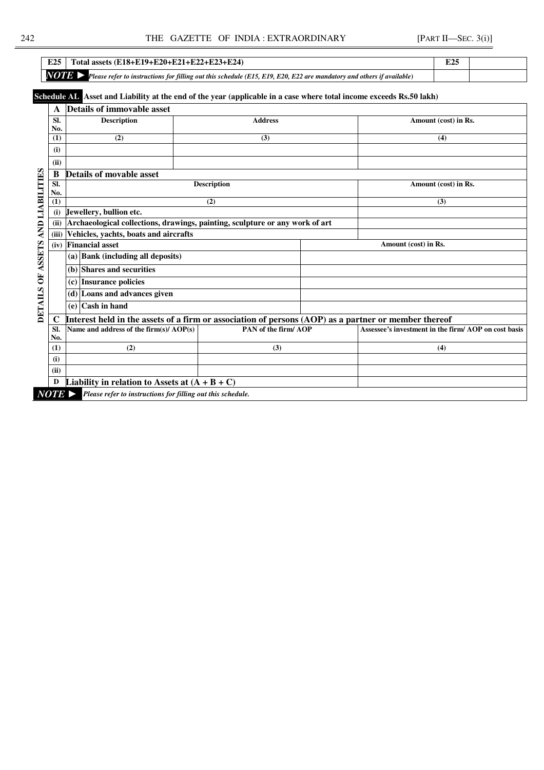| E25 | Total assets (E18+E19+E20+E21+E22+E23+E24) | E25 | |
|---|---|---|---|
| ***NOTE ►*** | *Please refer to instructions for filling out this schedule (E15, E19, E20, E22 are mandatory and others if available)* | | |

**Schedule AL** **Asset and Liability at the end of the year (applicable in a case where total income exceeds Rs.50 lakh)**

**DETAILS OF ASSETS AND LIABILITIES**

| **A** | **Details of immovable asset** | | |
|---|---|---|---|
| **Sl. No.** | **Description** | **Address** | **Amount (cost) in Rs.** |
| **(1)** | **(2)** | **(3)** | **(4)** |
| **(i)** | | | |
| **(ii)** | | | |

| **B** | **Details of movable asset** | |
|---|---|---|
| **Sl. No.** | **Description** | **Amount (cost) in Rs.** |
| **(1)** | **(2)** | **(3)** |
| **(i)** | **Jewellery, bullion etc.** | |
| **(ii)** | **Archaeological collections, drawings, painting, sculpture or any work of art** | |
| **(iii)** | **Vehicles, yachts, boats and aircrafts** | |
| **(iv)** | **Financial asset** | **Amount (cost) in Rs.** |
| | **(a) Bank (including all deposits)** | |
| | **(b) Shares and securities** | |
| | **(c) Insurance policies** | |
| | **(d) Loans and advances given** | |
| | **(e) Cash in hand** | |

| **C** | **Interest held in the assets of a firm or association of persons (AOP) as a partner or member thereof** | | |
|---|---|---|---|
| **Sl. No.** | **Name and address of the firm(s)/ AOP(s)** | **PAN of the firm/ AOP** | **Assessee's investment in the firm/ AOP on cost basis** |
| **(1)** | **(2)** | **(3)** | **(4)** |
| **(i)** | | | |
| **(ii)** | | | |
| **D** | **Liability in relation to Assets at (A + B + C)** | | |

***NOTE ►*** *Please refer to instructions for filling out this schedule.*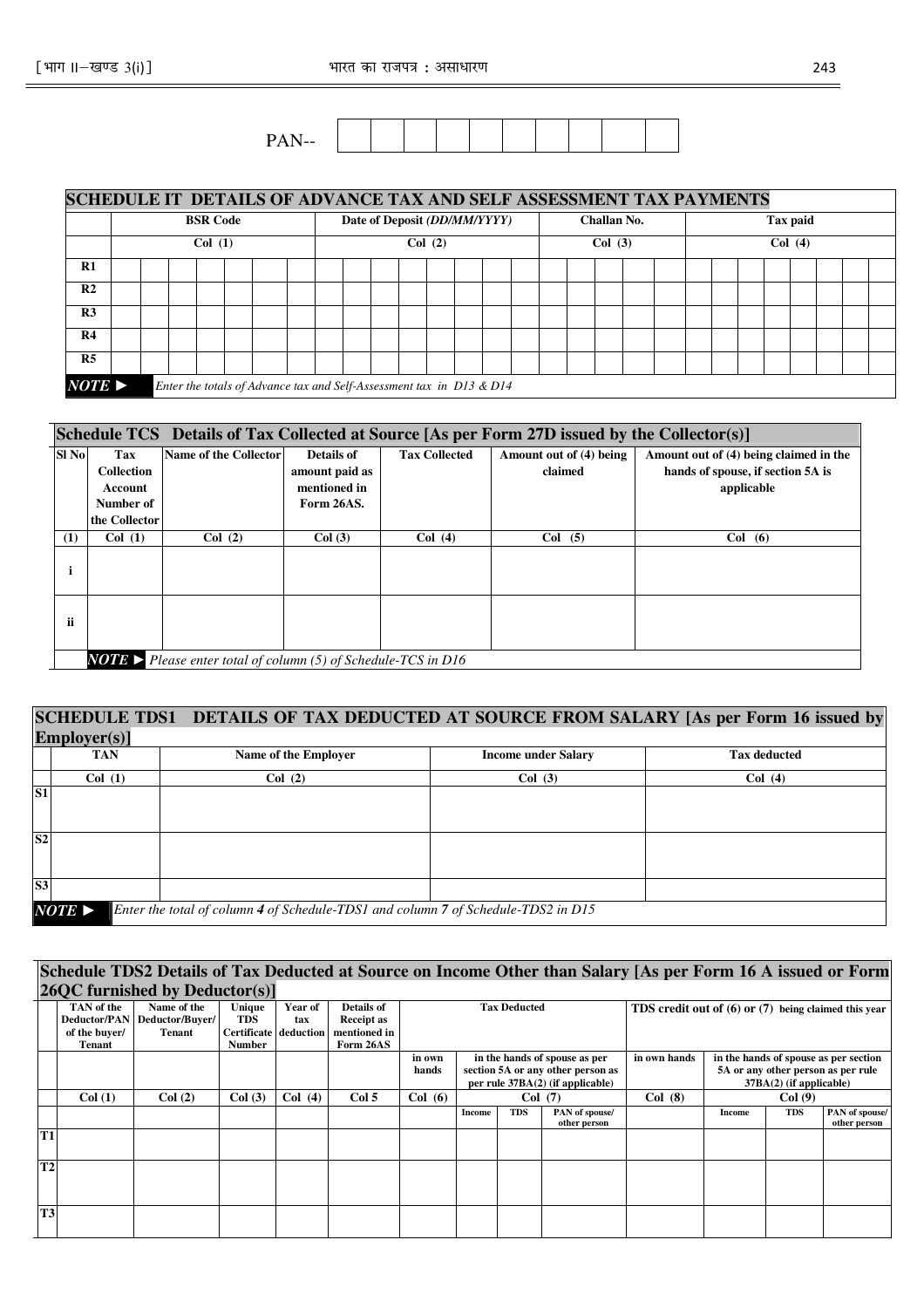PAN-- | | | | | | | | | | |

| SCHEDULE IT DETAILS OF ADVANCE TAX AND SELF ASSESSMENT TAX PAYMENTS | | | | |
|---|---|---|---|---|
| | BSR Code | Date of Deposit *(DD/MM/YYYY)* | Challan No. | Tax paid |
| | Col (1) | Col (2) | Col (3) | Col (4) |
| R1 | | | | |
| R2 | | | | |
| R3 | | | | |
| R4 | | | | |
| R5 | | | | |
| ***NOTE ►*** | *Enter the totals of Advance tax and Self-Assessment tax in D13 & D14* | | | |

| Schedule TCS Details of Tax Collected at Source [As per Form 27D issued by the Collector(s)] | | | | | | |
|---|---|---|---|---|---|---|
| Sl No | Tax Collection Account Number of the Collector | Name of the Collector | Details of amount paid as mentioned in Form 26AS. | Tax Collected | Amount out of (4) being claimed | Amount out of (4) being claimed in the hands of spouse, if section 5A is applicable |
| (1) | Col (1) | Col (2) | Col (3) | Col (4) | Col (5) | Col (6) |
| i | | | | | | |
| ii | | | | | | |
| | ***NOTE ►*** *Please enter total of column (5) of Schedule-TCS in D16* | | | | | |

| SCHEDULE TDS1 DETAILS OF TAX DEDUCTED AT SOURCE FROM SALARY [As per Form 16 issued by Employer(s)] | | | | |
|---|---|---|---|---|
| | TAN | Name of the Employer | Income under Salary | Tax deducted |
| | Col (1) | Col (2) | Col (3) | Col (4) |
| S1 | | | | |
| S2 | | | | |
| S3 | | | | |
| ***NOTE ►*** | *Enter the total of column **4** of Schedule-TDS1 and column **7** of Schedule-TDS2 in D15* | | | |

| Schedule TDS2 Details of Tax Deducted at Source on Income Other than Salary [As per Form 16 A issued or Form 26QC furnished by Deductor(s)] | | | | | | | | | | | | | |
|---|---|---|---|---|---|---|---|---|---|---|---|---|---|
| | TAN of the Deductor/PAN of the buyer/ Tenant | Name of the Deductor/Buyer/ Tenant | Unique TDS Certificate Number | Year of tax deduction | Details of Receipt as mentioned in Form 26AS | Tax Deducted | | | | TDS credit out of (6) or (7) being claimed this year | | | |
| | | | | | | in own hands | in the hands of spouse as per section 5A or any other person as per rule 37BA(2) (if applicable) | | | in own hands | in the hands of spouse as per section 5A or any other person as per rule 37BA(2) (if applicable) | | |
| | Col (1) | Col (2) | Col (3) | Col (4) | Col 5 | Col (6) | Col (7) | | | Col (8) | Col (9) | | |
| | | | | | | | Income | TDS | PAN of spouse/ other person | | Income | TDS | PAN of spouse/ other person |
| T1 | | | | | | | | | | | | | |
| T2 | | | | | | | | | | | | | |
| T3 | | | | | | | | | | | | | |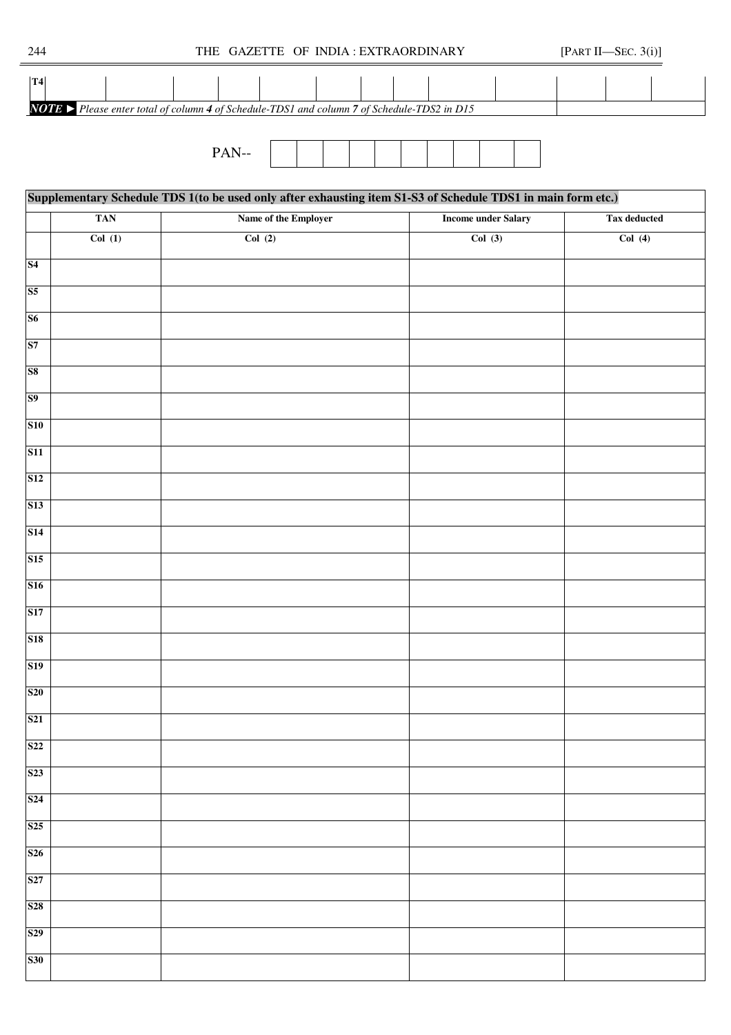| T4 | | | | | | | | | | | | |
|---|---|---|---|---|---|---|---|---|---|---|---|---|

| ***NOTE ►*** *Please enter total of column **4** of Schedule-TDS1 and column **7** of Schedule-TDS2 in D15* | |
|---|---|

PAN-- | | | | | | | | | | |

| **Supplementary Schedule TDS 1(to be used only after exhausting item S1-S3 of Schedule TDS1 in main form etc.)** | | | | |
|---|---|---|---|---|
| | **TAN** | **Name of the Employer** | **Income under Salary** | **Tax deducted** |
| | **Col (1)** | **Col (2)** | **Col (3)** | **Col (4)** |
| **S4** | | | | |
| **S5** | | | | |
| **S6** | | | | |
| **S7** | | | | |
| **S8** | | | | |
| **S9** | | | | |
| **S10** | | | | |
| **S11** | | | | |
| **S12** | | | | |
| **S13** | | | | |
| **S14** | | | | |
| **S15** | | | | |
| **S16** | | | | |
| **S17** | | | | |
| **S18** | | | | |
| **S19** | | | | |
| **S20** | | | | |
| **S21** | | | | |
| **S22** | | | | |
| **S23** | | | | |
| **S24** | | | | |
| **S25** | | | | |
| **S26** | | | | |
| **S27** | | | | |
| **S28** | | | | |
| **S29** | | | | |
| **S30** | | | | |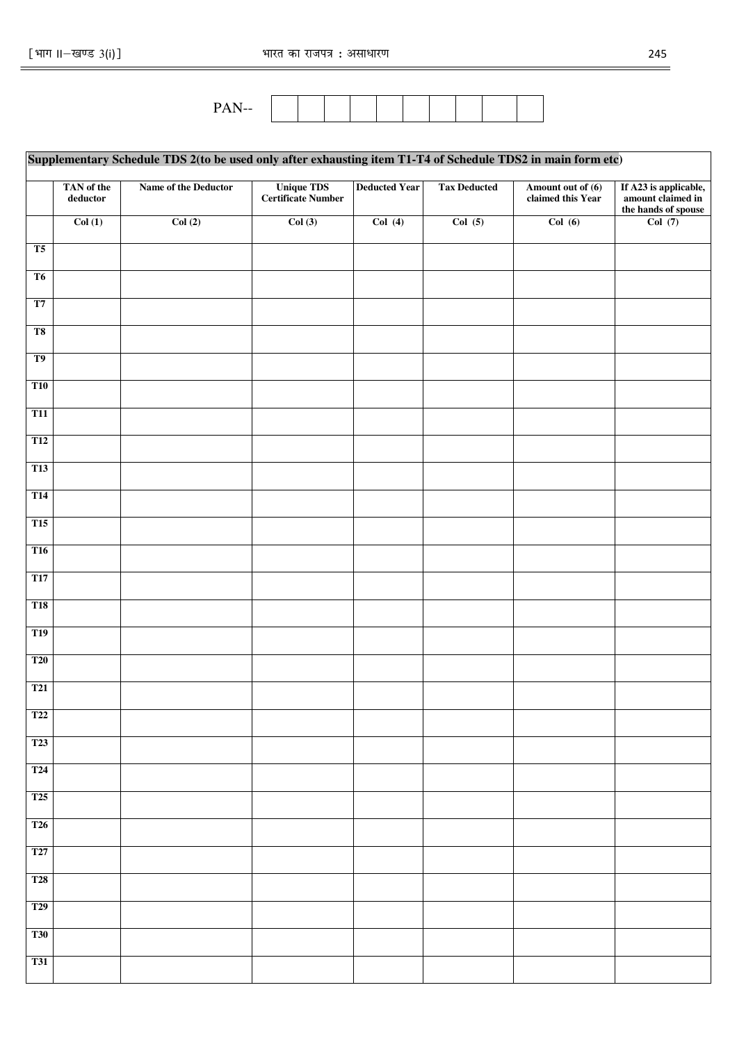PAN-- | | | | | | | | | | |

**Supplementary Schedule TDS 2(to be used only after exhausting item T1-T4 of Schedule TDS2 in main form etc)**

| | TAN of the deductor | Name of the Deductor | Unique TDS Certificate Number | Deducted Year | Tax Deducted | Amount out of (6) claimed this Year | If A23 is applicable, amount claimed in the hands of spouse |
|---|---|---|---|---|---|---|---|
| | Col (1) | Col (2) | Col (3) | Col (4) | Col (5) | Col (6) | Col (7) |
| T5 | | | | | | | |
| T6 | | | | | | | |
| T7 | | | | | | | |
| T8 | | | | | | | |
| T9 | | | | | | | |
| T10 | | | | | | | |
| T11 | | | | | | | |
| T12 | | | | | | | |
| T13 | | | | | | | |
| T14 | | | | | | | |
| T15 | | | | | | | |
| T16 | | | | | | | |
| T17 | | | | | | | |
| T18 | | | | | | | |
| T19 | | | | | | | |
| T20 | | | | | | | |
| T21 | | | | | | | |
| T22 | | | | | | | |
| T23 | | | | | | | |
| T24 | | | | | | | |
| T25 | | | | | | | |
| T26 | | | | | | | |
| T27 | | | | | | | |
| T28 | | | | | | | |
| T29 | | | | | | | |
| T30 | | | | | | | |
| T31 | | | | | | | |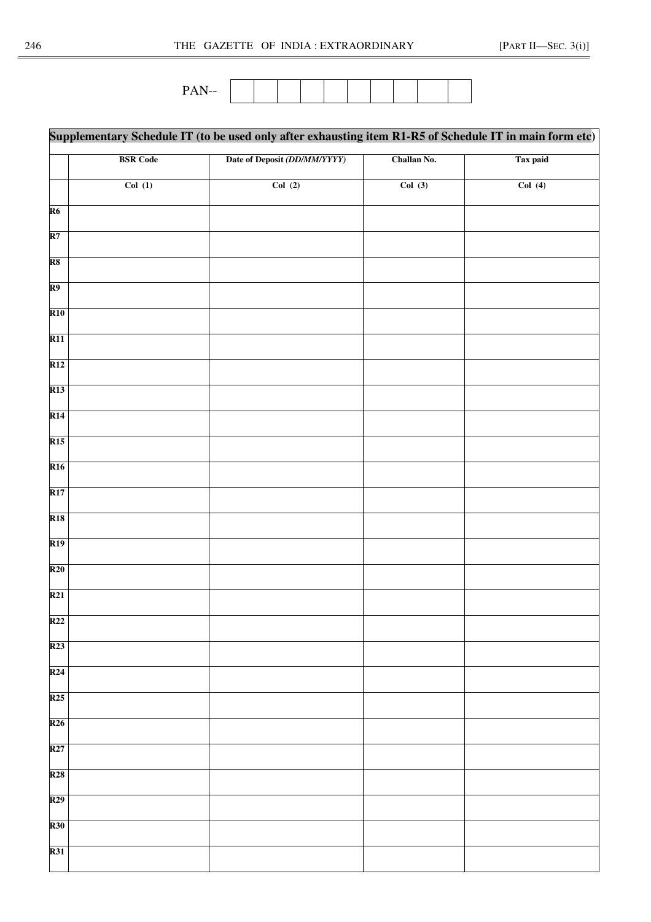PAN-- | | | | | | | | | | |

| Supplementary Schedule IT (to be used only after exhausting item R1-R5 of Schedule IT in main form etc) | | | | |
|---|---|---|---|---|
| | BSR Code | Date of Deposit *(DD/MM/YYYY)* | Challan No. | Tax paid |
| | Col (1) | Col (2) | Col (3) | Col (4) |
| R6 | | | | |
| R7 | | | | |
| R8 | | | | |
| R9 | | | | |
| R10 | | | | |
| R11 | | | | |
| R12 | | | | |
| R13 | | | | |
| R14 | | | | |
| R15 | | | | |
| R16 | | | | |
| R17 | | | | |
| R18 | | | | |
| R19 | | | | |
| R20 | | | | |
| R21 | | | | |
| R22 | | | | |
| R23 | | | | |
| R24 | | | | |
| R25 | | | | |
| R26 | | | | |
| R27 | | | | |
| R28 | | | | |
| R29 | | | | |
| R30 | | | | |
| R31 | | | | |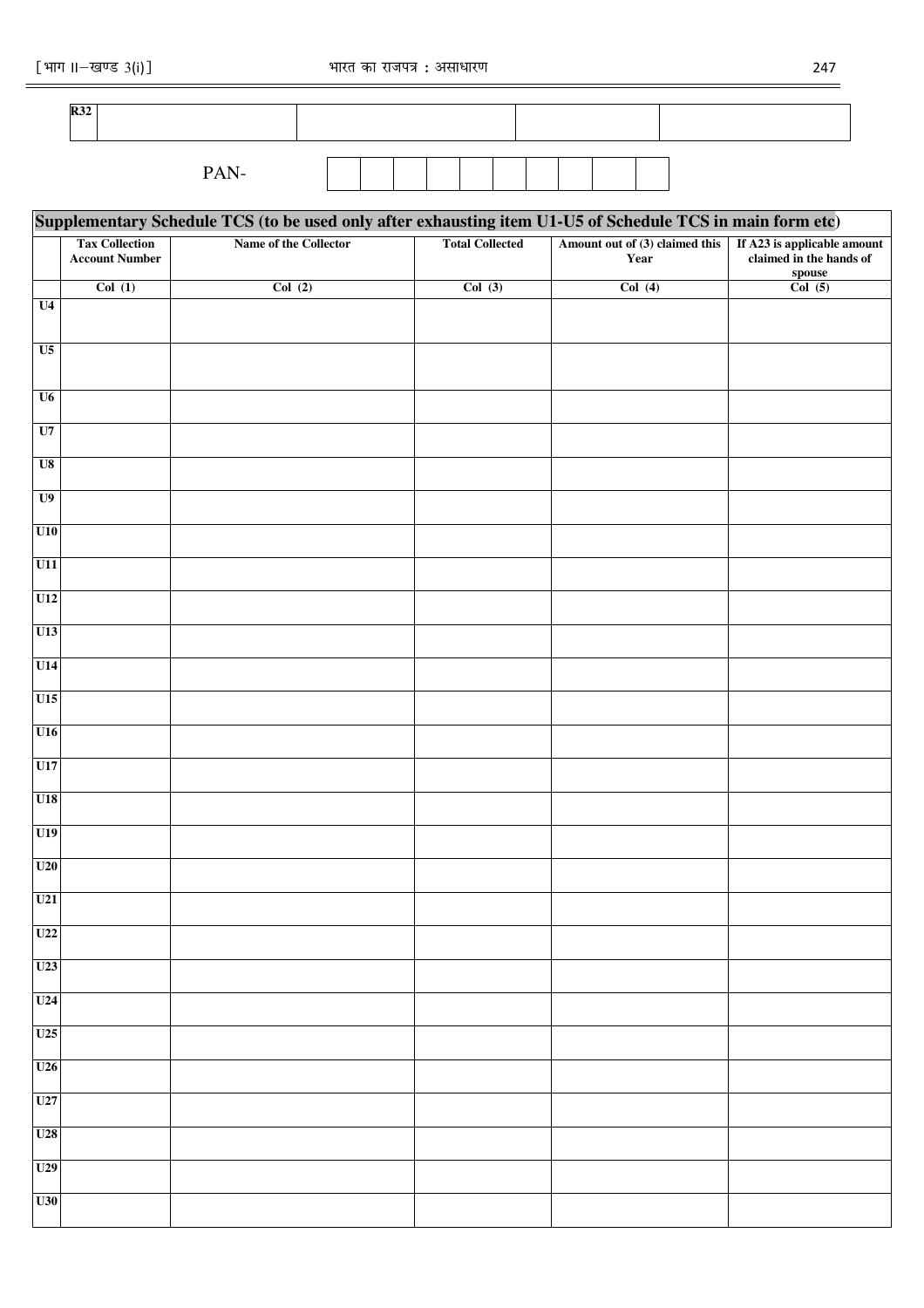| R32 | | | | |
|---|---|---|---|---|

PAN-

| | | | | | | | | | |
|---|---|---|---|---|---|---|---|---|---|

**Supplementary Schedule TCS (to be used only after exhausting item U1-U5 of Schedule TCS in main form etc)**

| | Tax Collection Account Number | Name of the Collector | Total Collected | Amount out of (3) claimed this Year | If A23 is applicable amount claimed in the hands of spouse |
|---|---|---|---|---|---|
| | Col (1) | Col (2) | Col (3) | Col (4) | Col (5) |
| U4 | | | | | |
| U5 | | | | | |
| U6 | | | | | |
| U7 | | | | | |
| U8 | | | | | |
| U9 | | | | | |
| U10 | | | | | |
| U11 | | | | | |
| U12 | | | | | |
| U13 | | | | | |
| U14 | | | | | |
| U15 | | | | | |
| U16 | | | | | |
| U17 | | | | | |
| U18 | | | | | |
| U19 | | | | | |
| U20 | | | | | |
| U21 | | | | | |
| U22 | | | | | |
| U23 | | | | | |
| U24 | | | | | |
| U25 | | | | | |
| U26 | | | | | |
| U27 | | | | | |
| U28 | | | | | |
| U29 | | | | | |
| U30 | | | | | |